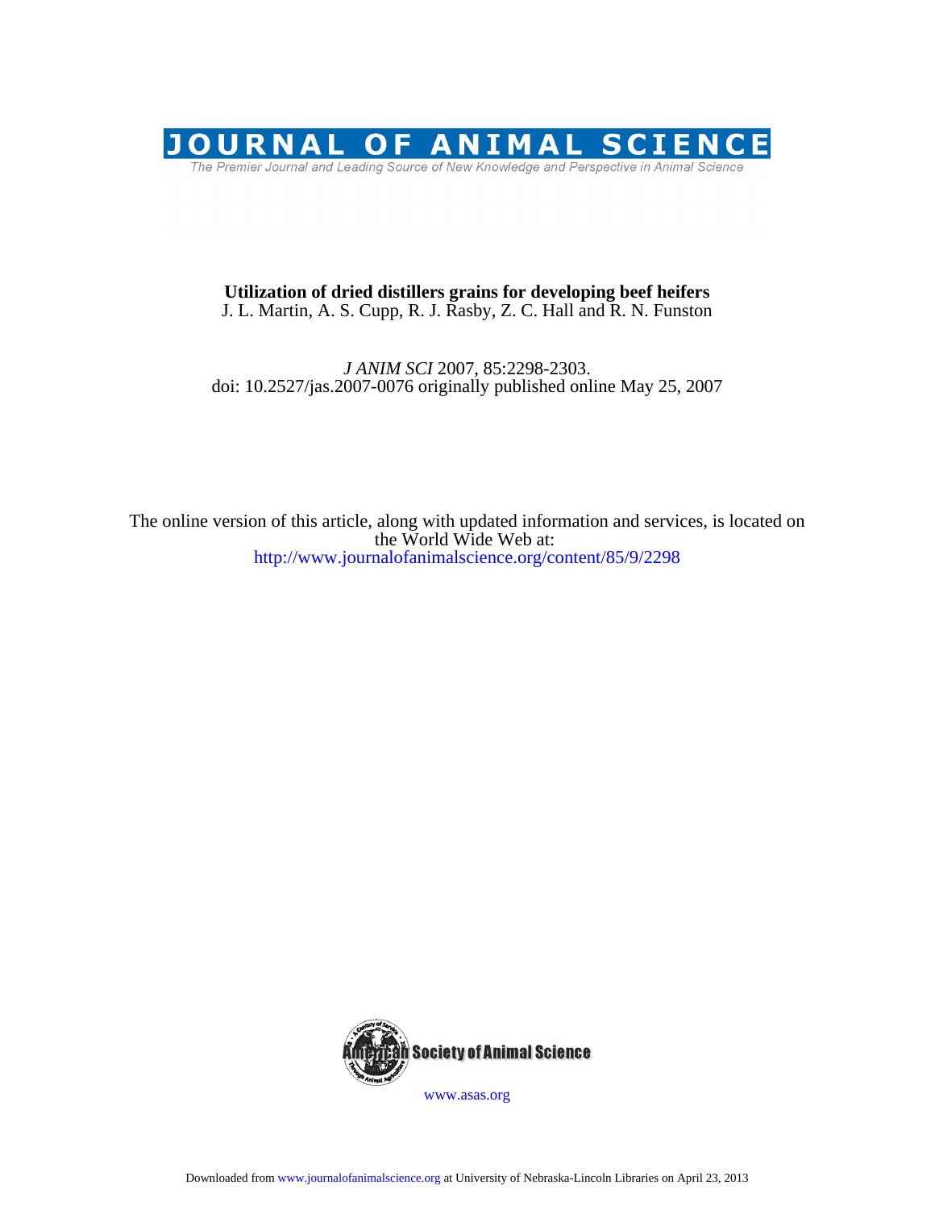JOURNAL OF ANIMAL SCIENCE

The Premier Journal and Leading Source of New Knowledge and Perspective in Animal Science

**Utilization of dried distillers grains for developing beef heifers**

J. L. Martin, A. S. Cupp, R. J. Rasby, Z. C. Hall and R. N. Funston

*J ANIM SCI* 2007, 85:2298-2303.
doi: 10.2527/jas.2007-0076 originally published online May 25, 2007

The online version of this article, along with updated information and services, is located on the World Wide Web at:
http://www.journalofanimalscience.org/content/85/9/2298

American Society of Animal Science

www.asas.org

Downloaded from www.journalofanimalscience.org at University of Nebraska-Lincoln Libraries on April 23, 2013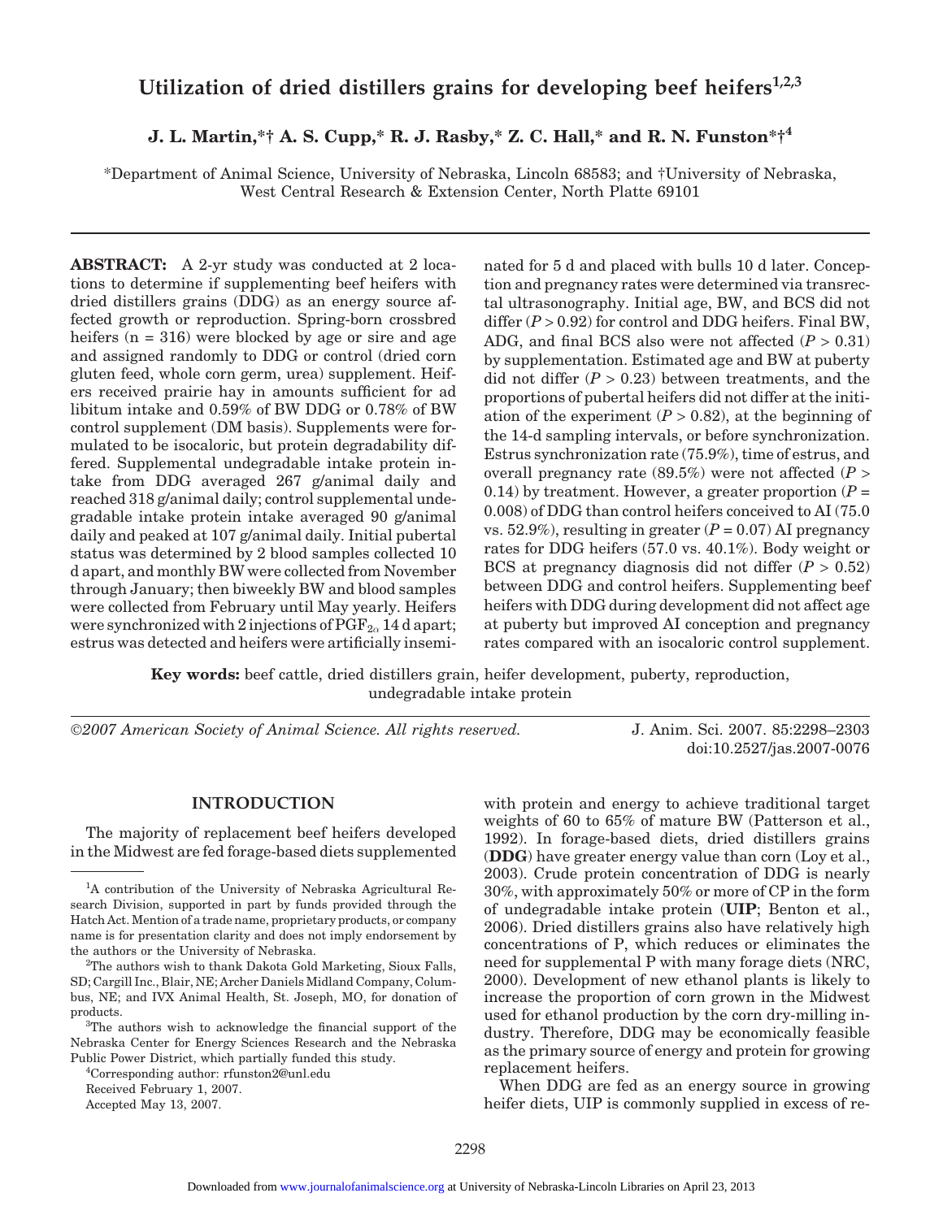# Utilization of dried distillers grains for developing beef heifers[1,2,3]

**J. L. Martin,*† A. S. Cupp,* R. J. Rasby,* Z. C. Hall,* and R. N. Funston*†[4]**

*Department of Animal Science, University of Nebraska, Lincoln 68583; and †University of Nebraska, West Central Research & Extension Center, North Platte 69101

**ABSTRACT:** A 2-yr study was conducted at 2 locations to determine if supplementing beef heifers with dried distillers grains (DDG) as an energy source affected growth or reproduction. Spring-born crossbred heifers (n = 316) were blocked by age or sire and age and assigned randomly to DDG or control (dried corn gluten feed, whole corn germ, urea) supplement. Heifers received prairie hay in amounts sufficient for ad libitum intake and 0.59% of BW DDG or 0.78% of BW control supplement (DM basis). Supplements were formulated to be isocaloric, but protein degradability differed. Supplemental undegradable intake protein intake from DDG averaged 267 g/animal daily and reached 318 g/animal daily; control supplemental undegradable intake protein intake averaged 90 g/animal daily and peaked at 107 g/animal daily. Initial pubertal status was determined by 2 blood samples collected 10 d apart, and monthly BW were collected from November through January; then biweekly BW and blood samples were collected from February until May yearly. Heifers were synchronized with 2 injections of $PGF_{2\alpha}$ 14 d apart; estrus was detected and heifers were artificially inseminated for 5 d and placed with bulls 10 d later. Conception and pregnancy rates were determined via transrectal ultrasonography. Initial age, BW, and BCS did not differ ($P > 0.92$) for control and DDG heifers. Final BW, ADG, and final BCS also were not affected ($P > 0.31$) by supplementation. Estimated age and BW at puberty did not differ ($P > 0.23$) between treatments, and the proportions of pubertal heifers did not differ at the initiation of the experiment ($P > 0.82$), at the beginning of the 14-d sampling intervals, or before synchronization. Estrus synchronization rate (75.9%), time of estrus, and overall pregnancy rate (89.5%) were not affected ($P > 0.14$) by treatment. However, a greater proportion ($P = 0.008$) of DDG than control heifers conceived to AI (75.0 vs. 52.9%), resulting in greater ($P = 0.07$) AI pregnancy rates for DDG heifers (57.0 vs. 40.1%). Body weight or BCS at pregnancy diagnosis did not differ ($P > 0.52$) between DDG and control heifers. Supplementing beef heifers with DDG during development did not affect age at puberty but improved AI conception and pregnancy rates compared with an isocaloric control supplement.

**Key words:** beef cattle, dried distillers grain, heifer development, puberty, reproduction, undegradable intake protein

©2007 American Society of Animal Science. All rights reserved. J. Anim. Sci. 2007. 85:2298–2303 doi:10.2527/jas.2007-0076

## INTRODUCTION

The majority of replacement beef heifers developed in the Midwest are fed forage-based diets supplemented with protein and energy to achieve traditional target weights of 60 to 65% of mature BW (Patterson et al., 1992). In forage-based diets, dried distillers grains (**DDG**) have greater energy value than corn (Loy et al., 2003). Crude protein concentration of DDG is nearly 30%, with approximately 50% or more of CP in the form of undegradable intake protein (**UIP**; Benton et al., 2006). Dried distillers grains also have relatively high concentrations of P, which reduces or eliminates the need for supplemental P with many forage diets (NRC, 2000). Development of new ethanol plants is likely to increase the proportion of corn grown in the Midwest used for ethanol production by the corn dry-milling industry. Therefore, DDG may be economically feasible as the primary source of energy and protein for growing replacement heifers.

When DDG are fed as an energy source in growing heifer diets, UIP is commonly supplied in excess of re-

[1]A contribution of the University of Nebraska Agricultural Research Division, supported in part by funds provided through the Hatch Act. Mention of a trade name, proprietary products, or company name is for presentation clarity and does not imply endorsement by the authors or the University of Nebraska.

[2]The authors wish to thank Dakota Gold Marketing, Sioux Falls, SD; Cargill Inc., Blair, NE; Archer Daniels Midland Company, Columbus, NE; and IVX Animal Health, St. Joseph, MO, for donation of products.

[3]The authors wish to acknowledge the financial support of the Nebraska Center for Energy Sciences Research and the Nebraska Public Power District, which partially funded this study.

[4]Corresponding author: rfunston2@unl.edu

Received February 1, 2007.

Accepted May 13, 2007.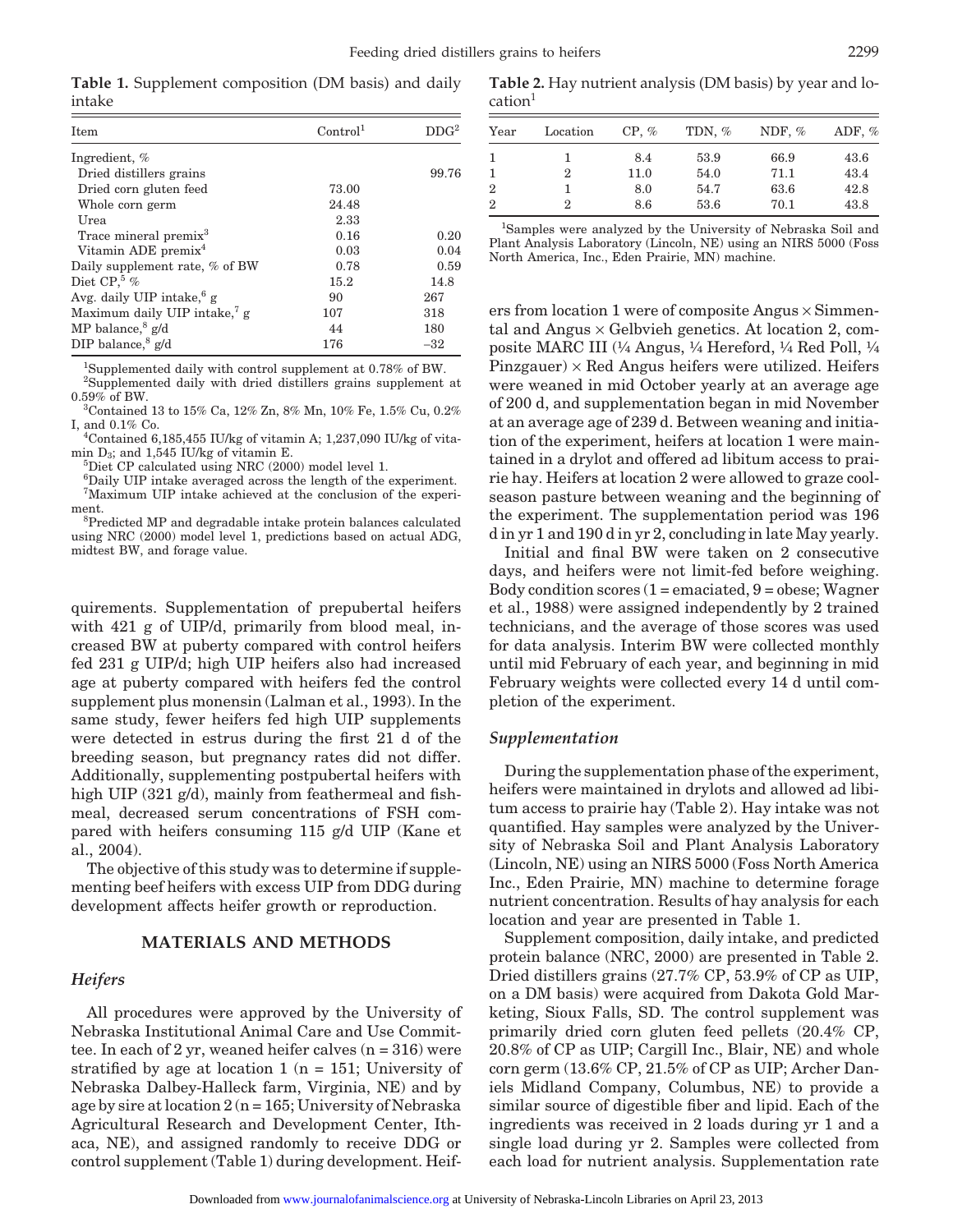**Table 1.** Supplement composition (DM basis) and daily intake

| Item | Control[1] | DDG[2] |
|---|---|---|
| Ingredient, % | | |
| Dried distillers grains | | 99.76 |
| Dried corn gluten feed | 73.00 | |
| Whole corn germ | 24.48 | |
| Urea | 2.33 | |
| Trace mineral premix[3] | 0.16 | 0.20 |
| Vitamin ADE premix[4] | 0.03 | 0.04 |
| Daily supplement rate, % of BW | 0.78 | 0.59 |
| Diet CP,[5] % | 15.2 | 14.8 |
| Avg. daily UIP intake,[6] g | 90 | 267 |
| Maximum daily UIP intake,[7] g | 107 | 318 |
| MP balance,[8] g/d | 44 | 180 |
| DIP balance,[8] g/d | 176 | −32 |

[1]Supplemented daily with control supplement at 0.78% of BW.
[2]Supplemented daily with dried distillers grains supplement at 0.59% of BW.
[3]Contained 13 to 15% Ca, 12% Zn, 8% Mn, 10% Fe, 1.5% Cu, 0.2% I, and 0.1% Co.
[4]Contained 6,185,455 IU/kg of vitamin A; 1,237,090 IU/kg of vitamin $D_3$; and 1,545 IU/kg of vitamin E.
[5]Diet CP calculated using NRC (2000) model level 1.
[6]Daily UIP intake averaged across the length of the experiment.
[7]Maximum UIP intake achieved at the conclusion of the experiment.
[8]Predicted MP and degradable intake protein balances calculated using NRC (2000) model level 1, predictions based on actual ADG, midtest BW, and forage value.

quirements. Supplementation of prepubertal heifers with 421 g of UIP/d, primarily from blood meal, increased BW at puberty compared with control heifers fed 231 g UIP/d; high UIP heifers also had increased age at puberty compared with heifers fed the control supplement plus monensin (Lalman et al., 1993). In the same study, fewer heifers fed high UIP supplements were detected in estrus during the first 21 d of the breeding season, but pregnancy rates did not differ. Additionally, supplementing postpubertal heifers with high UIP (321 g/d), mainly from feathermeal and fishmeal, decreased serum concentrations of FSH compared with heifers consuming 115 g/d UIP (Kane et al., 2004).

The objective of this study was to determine if supplementing beef heifers with excess UIP from DDG during development affects heifer growth or reproduction.

## MATERIALS AND METHODS

### Heifers

All procedures were approved by the University of Nebraska Institutional Animal Care and Use Committee. In each of 2 yr, weaned heifer calves (n = 316) were stratified by age at location 1 (n = 151; University of Nebraska Dalbey-Halleck farm, Virginia, NE) and by age by sire at location 2 (n = 165; University of Nebraska Agricultural Research and Development Center, Ithaca, NE), and assigned randomly to receive DDG or control supplement (Table 1) during development. Heifers from location 1 were of composite Angus × Simmental and Angus × Gelbvieh genetics. At location 2, composite MARC III (¼ Angus, ¼ Hereford, ¼ Red Poll, ¼ Pinzgauer) × Red Angus heifers were utilized. Heifers were weaned in mid October yearly at an average age of 200 d, and supplementation began in mid November at an average age of 239 d. Between weaning and initiation of the experiment, heifers at location 1 were maintained in a drylot and offered ad libitum access to prairie hay. Heifers at location 2 were allowed to graze cool-season pasture between weaning and the beginning of the experiment. The supplementation period was 196 d in yr 1 and 190 d in yr 2, concluding in late May yearly.

**Table 2.** Hay nutrient analysis (DM basis) by year and location[1]

| Year | Location | CP, % | TDN, % | NDF, % | ADF, % |
|---|---|---|---|---|---|
| 1 | 1 | 8.4 | 53.9 | 66.9 | 43.6 |
| 1 | 2 | 11.0 | 54.0 | 71.1 | 43.4 |
| 2 | 1 | 8.0 | 54.7 | 63.6 | 42.8 |
| 2 | 2 | 8.6 | 53.6 | 70.1 | 43.8 |

[1]Samples were analyzed by the University of Nebraska Soil and Plant Analysis Laboratory (Lincoln, NE) using an NIRS 5000 (Foss North America, Inc., Eden Prairie, MN) machine.

Initial and final BW were taken on 2 consecutive days, and heifers were not limit-fed before weighing. Body condition scores (1 = emaciated, 9 = obese; Wagner et al., 1988) were assigned independently by 2 trained technicians, and the average of those scores was used for data analysis. Interim BW were collected monthly until mid February of each year, and beginning in mid February weights were collected every 14 d until completion of the experiment.

### Supplementation

During the supplementation phase of the experiment, heifers were maintained in drylots and allowed ad libitum access to prairie hay (Table 2). Hay intake was not quantified. Hay samples were analyzed by the University of Nebraska Soil and Plant Analysis Laboratory (Lincoln, NE) using an NIRS 5000 (Foss North America Inc., Eden Prairie, MN) machine to determine forage nutrient concentration. Results of hay analysis for each location and year are presented in Table 1.

Supplement composition, daily intake, and predicted protein balance (NRC, 2000) are presented in Table 2. Dried distillers grains (27.7% CP, 53.9% of CP as UIP, on a DM basis) were acquired from Dakota Gold Marketing, Sioux Falls, SD. The control supplement was primarily dried corn gluten feed pellets (20.4% CP, 20.8% of CP as UIP; Cargill Inc., Blair, NE) and whole corn germ (13.6% CP, 21.5% of CP as UIP; Archer Daniels Midland Company, Columbus, NE) to provide a similar source of digestible fiber and lipid. Each of the ingredients was received in 2 loads during yr 1 and a single load during yr 2. Samples were collected from each load for nutrient analysis. Supplementation rate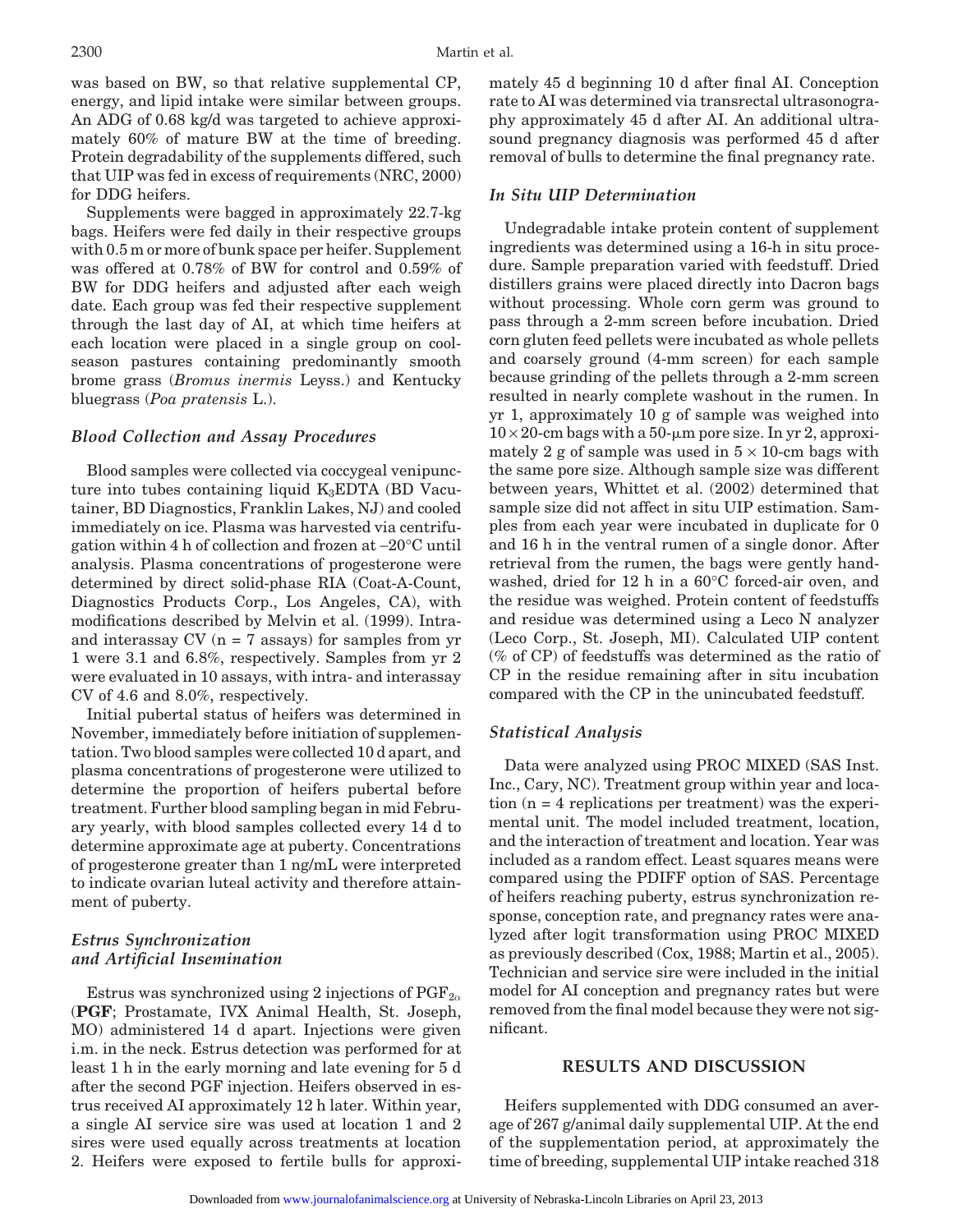was based on BW, so that relative supplemental CP, energy, and lipid intake were similar between groups. An ADG of 0.68 kg/d was targeted to achieve approximately 60% of mature BW at the time of breeding. Protein degradability of the supplements differed, such that UIP was fed in excess of requirements (NRC, 2000) for DDG heifers.

Supplements were bagged in approximately 22.7-kg bags. Heifers were fed daily in their respective groups with 0.5 m or more of bunk space per heifer. Supplement was offered at 0.78% of BW for control and 0.59% of BW for DDG heifers and adjusted after each weigh date. Each group was fed their respective supplement through the last day of AI, at which time heifers at each location were placed in a single group on cool-season pastures containing predominantly smooth brome grass (*Bromus inermis* Leyss.) and Kentucky bluegrass (*Poa pratensis* L.).

### *Blood Collection and Assay Procedures*

Blood samples were collected via coccygeal venipuncture into tubes containing liquid $K_3$EDTA (BD Vacutainer, BD Diagnostics, Franklin Lakes, NJ) and cooled immediately on ice. Plasma was harvested via centrifugation within 4 h of collection and frozen at –20°C until analysis. Plasma concentrations of progesterone were determined by direct solid-phase RIA (Coat-A-Count, Diagnostics Products Corp., Los Angeles, CA), with modifications described by Melvin et al. (1999). Intra- and interassay CV (n = 7 assays) for samples from yr 1 were 3.1 and 6.8%, respectively. Samples from yr 2 were evaluated in 10 assays, with intra- and interassay CV of 4.6 and 8.0%, respectively.

Initial pubertal status of heifers was determined in November, immediately before initiation of supplementation. Two blood samples were collected 10 d apart, and plasma concentrations of progesterone were utilized to determine the proportion of heifers pubertal before treatment. Further blood sampling began in mid February yearly, with blood samples collected every 14 d to determine approximate age at puberty. Concentrations of progesterone greater than 1 ng/mL were interpreted to indicate ovarian luteal activity and therefore attainment of puberty.

### *Estrus Synchronization and Artificial Insemination*

Estrus was synchronized using 2 injections of $PGF_{2\alpha}$ (**PGF**; Prostamate, IVX Animal Health, St. Joseph, MO) administered 14 d apart. Injections were given i.m. in the neck. Estrus detection was performed for at least 1 h in the early morning and late evening for 5 d after the second PGF injection. Heifers observed in estrus received AI approximately 12 h later. Within year, a single AI service sire was used at location 1 and 2 sires were used equally across treatments at location 2. Heifers were exposed to fertile bulls for approximately 45 d beginning 10 d after final AI. Conception rate to AI was determined via transrectal ultrasonography approximately 45 d after AI. An additional ultrasound pregnancy diagnosis was performed 45 d after removal of bulls to determine the final pregnancy rate.

### *In Situ UIP Determination*

Undegradable intake protein content of supplement ingredients was determined using a 16-h in situ procedure. Sample preparation varied with feedstuff. Dried distillers grains were placed directly into Dacron bags without processing. Whole corn germ was ground to pass through a 2-mm screen before incubation. Dried corn gluten feed pellets were incubated as whole pellets and coarsely ground (4-mm screen) for each sample because grinding of the pellets through a 2-mm screen resulted in nearly complete washout in the rumen. In yr 1, approximately 10 g of sample was weighed into $10 \times 20$-cm bags with a 50-μm pore size. In yr 2, approximately 2 g of sample was used in $5 \times 10$-cm bags with the same pore size. Although sample size was different between years, Whittet et al. (2002) determined that sample size did not affect in situ UIP estimation. Samples from each year were incubated in duplicate for 0 and 16 h in the ventral rumen of a single donor. After retrieval from the rumen, the bags were gently hand-washed, dried for 12 h in a 60°C forced-air oven, and the residue was weighed. Protein content of feedstuffs and residue was determined using a Leco N analyzer (Leco Corp., St. Joseph, MI). Calculated UIP content (% of CP) of feedstuffs was determined as the ratio of CP in the residue remaining after in situ incubation compared with the CP in the unincubated feedstuff.

### *Statistical Analysis*

Data were analyzed using PROC MIXED (SAS Inst. Inc., Cary, NC). Treatment group within year and location (n = 4 replications per treatment) was the experimental unit. The model included treatment, location, and the interaction of treatment and location. Year was included as a random effect. Least squares means were compared using the PDIFF option of SAS. Percentage of heifers reaching puberty, estrus synchronization response, conception rate, and pregnancy rates were analyzed after logit transformation using PROC MIXED as previously described (Cox, 1988; Martin et al., 2005). Technician and service sire were included in the initial model for AI conception and pregnancy rates but were removed from the final model because they were not significant.

## RESULTS AND DISCUSSION

Heifers supplemented with DDG consumed an average of 267 g/animal daily supplemental UIP. At the end of the supplementation period, at approximately the time of breeding, supplemental UIP intake reached 318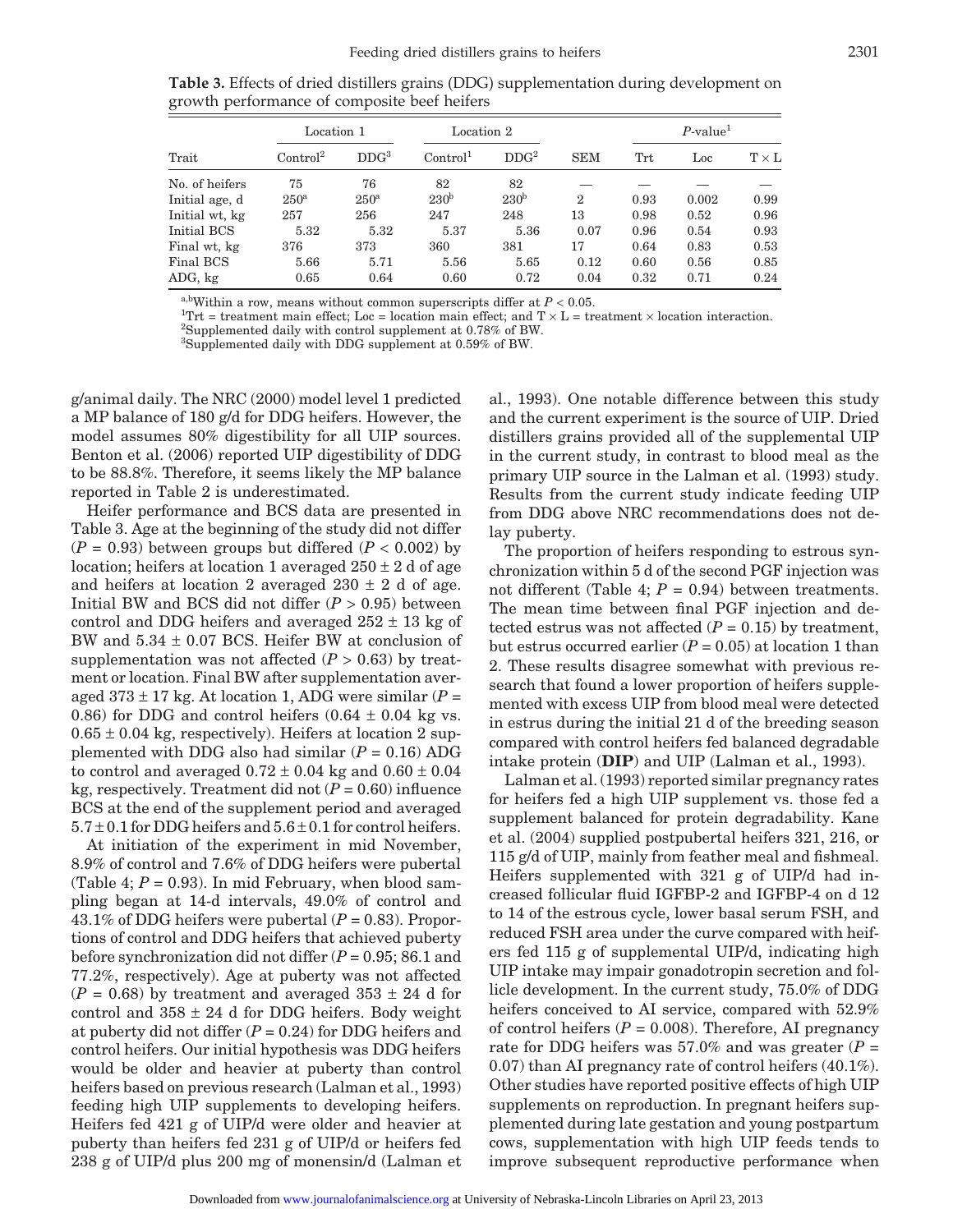**Table 3.** Effects of dried distillers grains (DDG) supplementation during development on growth performance of composite beef heifers

| | Location 1 | | Location 2 | | | *P*-value[1] | | |
|---|---|---|---|---|---|---|---|---|
| Trait | Control[2] | DDG[3] | Control[1] | DDG[2] | SEM | Trt | Loc | T × L |
| No. of heifers | 75 | 76 | 82 | 82 | — | — | — | — |
| Initial age, d | 250[a] | 250[a] | 230[b] | 230[b] | 2 | 0.93 | 0.002 | 0.99 |
| Initial wt, kg | 257 | 256 | 247 | 248 | 13 | 0.98 | 0.52 | 0.96 |
| Initial BCS | 5.32 | 5.32 | 5.37 | 5.36 | 0.07 | 0.96 | 0.54 | 0.93 |
| Final wt, kg | 376 | 373 | 360 | 381 | 17 | 0.64 | 0.83 | 0.53 |
| Final BCS | 5.66 | 5.71 | 5.56 | 5.65 | 0.12 | 0.60 | 0.56 | 0.85 |
| ADG, kg | 0.65 | 0.64 | 0.60 | 0.72 | 0.04 | 0.32 | 0.71 | 0.24 |

[a,b]Within a row, means without common superscripts differ at $P < 0.05$.

[1]Trt = treatment main effect; Loc = location main effect; and T × L = treatment × location interaction.

[2]Supplemented daily with control supplement at 0.78% of BW.

[3]Supplemented daily with DDG supplement at 0.59% of BW.

g/animal daily. The NRC (2000) model level 1 predicted a MP balance of 180 g/d for DDG heifers. However, the model assumes 80% digestibility for all UIP sources. Benton et al. (2006) reported UIP digestibility of DDG to be 88.8%. Therefore, it seems likely the MP balance reported in Table 2 is underestimated.

Heifer performance and BCS data are presented in Table 3. Age at the beginning of the study did not differ ($P = 0.93$) between groups but differed ($P < 0.002$) by location; heifers at location 1 averaged 250 ± 2 d of age and heifers at location 2 averaged 230 ± 2 d of age. Initial BW and BCS did not differ ($P > 0.95$) between control and DDG heifers and averaged 252 ± 13 kg of BW and 5.34 ± 0.07 BCS. Heifer BW at conclusion of supplementation was not affected ($P > 0.63$) by treatment or location. Final BW after supplementation averaged 373 ± 17 kg. At location 1, ADG were similar ($P = 0.86$) for DDG and control heifers (0.64 ± 0.04 kg vs. 0.65 ± 0.04 kg, respectively). Heifers at location 2 supplemented with DDG also had similar ($P = 0.16$) ADG to control and averaged 0.72 ± 0.04 kg and 0.60 ± 0.04 kg, respectively. Treatment did not ($P = 0.60$) influence BCS at the end of the supplement period and averaged 5.7 ± 0.1 for DDG heifers and 5.6 ± 0.1 for control heifers.

At initiation of the experiment in mid November, 8.9% of control and 7.6% of DDG heifers were pubertal (Table 4; $P = 0.93$). In mid February, when blood sampling began at 14-d intervals, 49.0% of control and 43.1% of DDG heifers were pubertal ($P = 0.83$). Proportions of control and DDG heifers that achieved puberty before synchronization did not differ ($P = 0.95$; 86.1 and 77.2%, respectively). Age at puberty was not affected ($P = 0.68$) by treatment and averaged 353 ± 24 d for control and 358 ± 24 d for DDG heifers. Body weight at puberty did not differ ($P = 0.24$) for DDG heifers and control heifers. Our initial hypothesis was DDG heifers would be older and heavier at puberty than control heifers based on previous research (Lalman et al., 1993) feeding high UIP supplements to developing heifers. Heifers fed 421 g of UIP/d were older and heavier at puberty than heifers fed 231 g of UIP/d or heifers fed 238 g of UIP/d plus 200 mg of monensin/d (Lalman et al., 1993). One notable difference between this study and the current experiment is the source of UIP. Dried distillers grains provided all of the supplemental UIP in the current study, in contrast to blood meal as the primary UIP source in the Lalman et al. (1993) study. Results from the current study indicate feeding UIP from DDG above NRC recommendations does not delay puberty.

The proportion of heifers responding to estrous synchronization within 5 d of the second PGF injection was not different (Table 4; $P = 0.94$) between treatments. The mean time between final PGF injection and detected estrus was not affected ($P = 0.15$) by treatment, but estrus occurred earlier ($P = 0.05$) at location 1 than 2. These results disagree somewhat with previous research that found a lower proportion of heifers supplemented with excess UIP from blood meal were detected in estrus during the initial 21 d of the breeding season compared with control heifers fed balanced degradable intake protein (**DIP**) and UIP (Lalman et al., 1993).

Lalman et al. (1993) reported similar pregnancy rates for heifers fed a high UIP supplement vs. those fed a supplement balanced for protein degradability. Kane et al. (2004) supplied postpubertal heifers 321, 216, or 115 g/d of UIP, mainly from feather meal and fishmeal. Heifers supplemented with 321 g of UIP/d had increased follicular fluid IGFBP-2 and IGFBP-4 on d 12 to 14 of the estrous cycle, lower basal serum FSH, and reduced FSH area under the curve compared with heifers fed 115 g of supplemental UIP/d, indicating high UIP intake may impair gonadotropin secretion and follicle development. In the current study, 75.0% of DDG heifers conceived to AI service, compared with 52.9% of control heifers ($P = 0.008$). Therefore, AI pregnancy rate for DDG heifers was 57.0% and was greater ($P = 0.07$) than AI pregnancy rate of control heifers (40.1%). Other studies have reported positive effects of high UIP supplements on reproduction. In pregnant heifers supplemented during late gestation and young postpartum cows, supplementation with high UIP feeds tends to improve subsequent reproductive performance when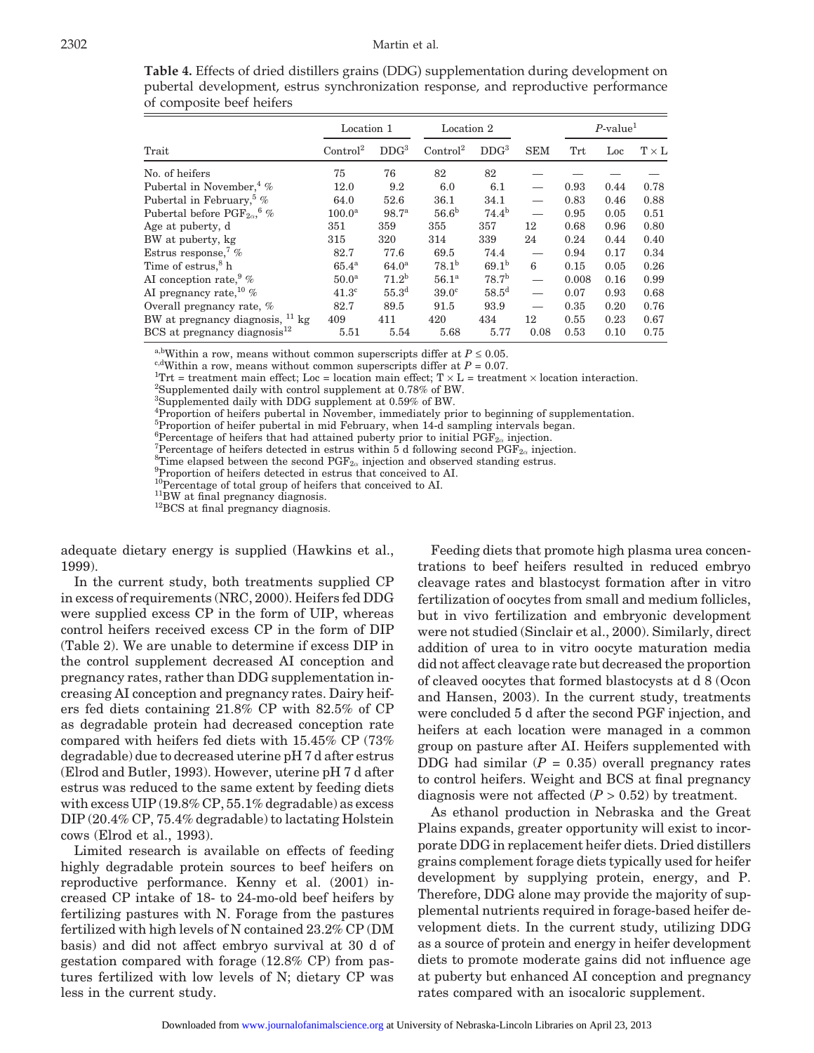**Table 4.** Effects of dried distillers grains (DDG) supplementation during development on pubertal development, estrus synchronization response, and reproductive performance of composite beef heifers

| Trait | Location 1 | | Location 2 | | SEM | $P$-value[1] | | |
|---|---|---|---|---|---|---|---|---|
| | Control[2] | DDG[3] | Control[2] | DDG[3] | | Trt | Loc | T × L |
| No. of heifers | 75 | 76 | 82 | 82 | — | — | — | — |
| Pubertal in November,[4] % | 12.0 | 9.2 | 6.0 | 6.1 | — | 0.93 | 0.44 | 0.78 |
| Pubertal in February,[5] % | 64.0 | 52.6 | 36.1 | 34.1 | — | 0.83 | 0.46 | 0.88 |
| Pubertal before $PGF_{2\alpha}$,[6] % | 100.0[a] | 98.7[a] | 56.6[b] | 74.4[b] | — | 0.95 | 0.05 | 0.51 |
| Age at puberty, d | 351 | 359 | 355 | 357 | 12 | 0.68 | 0.96 | 0.80 |
| BW at puberty, kg | 315 | 320 | 314 | 339 | 24 | 0.24 | 0.44 | 0.40 |
| Estrus response,[7] % | 82.7 | 77.6 | 69.5 | 74.4 | — | 0.94 | 0.17 | 0.34 |
| Time of estrus,[8] h | 65.4[a] | 64.0[a] | 78.1[b] | 69.1[b] | 6 | 0.15 | 0.05 | 0.26 |
| AI conception rate,[9] % | 50.0[a] | 71.2[b] | 56.1[a] | 78.7[b] | — | 0.008 | 0.16 | 0.99 |
| AI pregnancy rate,[10] % | 41.3[c] | 55.3[d] | 39.0[c] | 58.5[d] | — | 0.07 | 0.93 | 0.68 |
| Overall pregnancy rate, % | 82.7 | 89.5 | 91.5 | 93.9 | — | 0.35 | 0.20 | 0.76 |
| BW at pregnancy diagnosis,[11] kg | 409 | 411 | 420 | 434 | 12 | 0.55 | 0.23 | 0.67 |
| BCS at pregnancy diagnosis[12] | 5.51 | 5.54 | 5.68 | 5.77 | 0.08 | 0.53 | 0.10 | 0.75 |

[a,b]Within a row, means without common superscripts differ at $P \leq 0.05$.
[c,d]Within a row, means without common superscripts differ at $P = 0.07$.
[1]Trt = treatment main effect; Loc = location main effect; T × L = treatment × location interaction.
[2]Supplemented daily with control supplement at 0.78% of BW.
[3]Supplemented daily with DDG supplement at 0.59% of BW.
[4]Proportion of heifers pubertal in November, immediately prior to beginning of supplementation.
[5]Proportion of heifer pubertal in mid February, when 14-d sampling intervals began.
[6]Percentage of heifers that had attained puberty prior to initial $PGF_{2\alpha}$ injection.
[7]Percentage of heifers detected in estrus within 5 d following second $PGF_{2\alpha}$ injection.
[8]Time elapsed between the second $PGF_{2\alpha}$ injection and observed standing estrus.
[9]Proportion of heifers detected in estrus that conceived to AI.
[10]Percentage of total group of heifers that conceived to AI.
[11]BW at final pregnancy diagnosis.
[12]BCS at final pregnancy diagnosis.

adequate dietary energy is supplied (Hawkins et al., 1999).

In the current study, both treatments supplied CP in excess of requirements (NRC, 2000). Heifers fed DDG were supplied excess CP in the form of UIP, whereas control heifers received excess CP in the form of DIP (Table 2). We are unable to determine if excess DIP in the control supplement decreased AI conception and pregnancy rates, rather than DDG supplementation increasing AI conception and pregnancy rates. Dairy heifers fed diets containing 21.8% CP with 82.5% of CP as degradable protein had decreased conception rate compared with heifers fed diets with 15.45% CP (73% degradable) due to decreased uterine pH 7 d after estrus (Elrod and Butler, 1993). However, uterine pH 7 d after estrus was reduced to the same extent by feeding diets with excess UIP (19.8% CP, 55.1% degradable) as excess DIP (20.4% CP, 75.4% degradable) to lactating Holstein cows (Elrod et al., 1993).

Limited research is available on effects of feeding highly degradable protein sources to beef heifers on reproductive performance. Kenny et al. (2001) increased CP intake of 18- to 24-mo-old beef heifers by fertilizing pastures with N. Forage from the pastures fertilized with high levels of N contained 23.2% CP (DM basis) and did not affect embryo survival at 30 d of gestation compared with forage (12.8% CP) from pastures fertilized with low levels of N; dietary CP was less in the current study.

Feeding diets that promote high plasma urea concentrations to beef heifers resulted in reduced embryo cleavage rates and blastocyst formation after in vitro fertilization of oocytes from small and medium follicles, but in vivo fertilization and embryonic development were not studied (Sinclair et al., 2000). Similarly, direct addition of urea to in vitro oocyte maturation media did not affect cleavage rate but decreased the proportion of cleaved oocytes that formed blastocysts at d 8 (Ocon and Hansen, 2003). In the current study, treatments were concluded 5 d after the second PGF injection, and heifers at each location were managed in a common group on pasture after AI. Heifers supplemented with DDG had similar ($P = 0.35$) overall pregnancy rates to control heifers. Weight and BCS at final pregnancy diagnosis were not affected ($P > 0.52$) by treatment.

As ethanol production in Nebraska and the Great Plains expands, greater opportunity will exist to incorporate DDG in replacement heifer diets. Dried distillers grains complement forage diets typically used for heifer development by supplying protein, energy, and P. Therefore, DDG alone may provide the majority of supplemental nutrients required in forage-based heifer development diets. In the current study, utilizing DDG as a source of protein and energy in heifer development diets to promote moderate gains did not influence age at puberty but enhanced AI conception and pregnancy rates compared with an isocaloric supplement.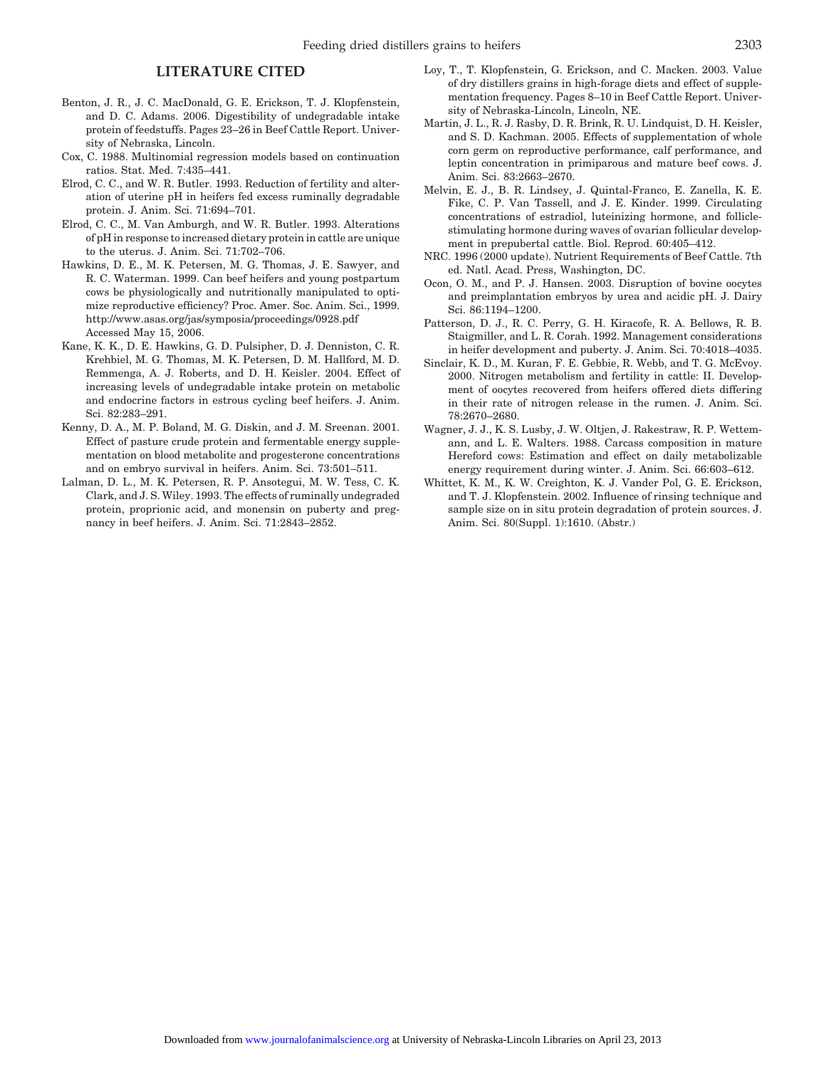## LITERATURE CITED

Benton, J. R., J. C. MacDonald, G. E. Erickson, T. J. Klopfenstein, and D. C. Adams. 2006. Digestibility of undegradable intake protein of feedstuffs. Pages 23–26 in Beef Cattle Report. University of Nebraska, Lincoln.

Cox, C. 1988. Multinomial regression models based on continuation ratios. Stat. Med. 7:435–441.

Elrod, C. C., and W. R. Butler. 1993. Reduction of fertility and alteration of uterine pH in heifers fed excess ruminally degradable protein. J. Anim. Sci. 71:694–701.

Elrod, C. C., M. Van Amburgh, and W. R. Butler. 1993. Alterations of pH in response to increased dietary protein in cattle are unique to the uterus. J. Anim. Sci. 71:702–706.

Hawkins, D. E., M. K. Petersen, M. G. Thomas, J. E. Sawyer, and R. C. Waterman. 1999. Can beef heifers and young postpartum cows be physiologically and nutritionally manipulated to optimize reproductive efficiency? Proc. Amer. Soc. Anim. Sci., 1999. http://www.asas.org/jas/symposia/proceedings/0928.pdf Accessed May 15, 2006.

Kane, K. K., D. E. Hawkins, G. D. Pulsipher, D. J. Denniston, C. R. Krehbiel, M. G. Thomas, M. K. Petersen, D. M. Hallford, M. D. Remmenga, A. J. Roberts, and D. H. Keisler. 2004. Effect of increasing levels of undegradable intake protein on metabolic and endocrine factors in estrous cycling beef heifers. J. Anim. Sci. 82:283–291.

Kenny, D. A., M. P. Boland, M. G. Diskin, and J. M. Sreenan. 2001. Effect of pasture crude protein and fermentable energy supplementation on blood metabolite and progesterone concentrations and on embryo survival in heifers. Anim. Sci. 73:501–511.

Lalman, D. L., M. K. Petersen, R. P. Ansotegui, M. W. Tess, C. K. Clark, and J. S. Wiley. 1993. The effects of ruminally undegraded protein, proprionic acid, and monensin on puberty and pregnancy in beef heifers. J. Anim. Sci. 71:2843–2852.

Loy, T., T. Klopfenstein, G. Erickson, and C. Macken. 2003. Value of dry distillers grains in high-forage diets and effect of supplementation frequency. Pages 8–10 in Beef Cattle Report. University of Nebraska-Lincoln, Lincoln, NE.

Martin, J. L., R. J. Rasby, D. R. Brink, R. U. Lindquist, D. H. Keisler, and S. D. Kachman. 2005. Effects of supplementation of whole corn germ on reproductive performance, calf performance, and leptin concentration in primiparous and mature beef cows. J. Anim. Sci. 83:2663–2670.

Melvin, E. J., B. R. Lindsey, J. Quintal-Franco, E. Zanella, K. E. Fike, C. P. Van Tassell, and J. E. Kinder. 1999. Circulating concentrations of estradiol, luteinizing hormone, and follicle-stimulating hormone during waves of ovarian follicular development in prepubertal cattle. Biol. Reprod. 60:405–412.

NRC. 1996 (2000 update). Nutrient Requirements of Beef Cattle. 7th ed. Natl. Acad. Press, Washington, DC.

Ocon, O. M., and P. J. Hansen. 2003. Disruption of bovine oocytes and preimplantation embryos by urea and acidic pH. J. Dairy Sci. 86:1194–1200.

Patterson, D. J., R. C. Perry, G. H. Kiracofe, R. A. Bellows, R. B. Staigmiller, and L. R. Corah. 1992. Management considerations in heifer development and puberty. J. Anim. Sci. 70:4018–4035.

Sinclair, K. D., M. Kuran, F. E. Gebbie, R. Webb, and T. G. McEvoy. 2000. Nitrogen metabolism and fertility in cattle: II. Development of oocytes recovered from heifers offered diets differing in their rate of nitrogen release in the rumen. J. Anim. Sci. 78:2670–2680.

Wagner, J. J., K. S. Lusby, J. W. Oltjen, J. Rakestraw, R. P. Wettemann, and L. E. Walters. 1988. Carcass composition in mature Hereford cows: Estimation and effect on daily metabolizable energy requirement during winter. J. Anim. Sci. 66:603–612.

Whittet, K. M., K. W. Creighton, K. J. Vander Pol, G. E. Erickson, and T. J. Klopfenstein. 2002. Influence of rinsing technique and sample size on in situ protein degradation of protein sources. J. Anim. Sci. 80(Suppl. 1):1610. (Abstr.)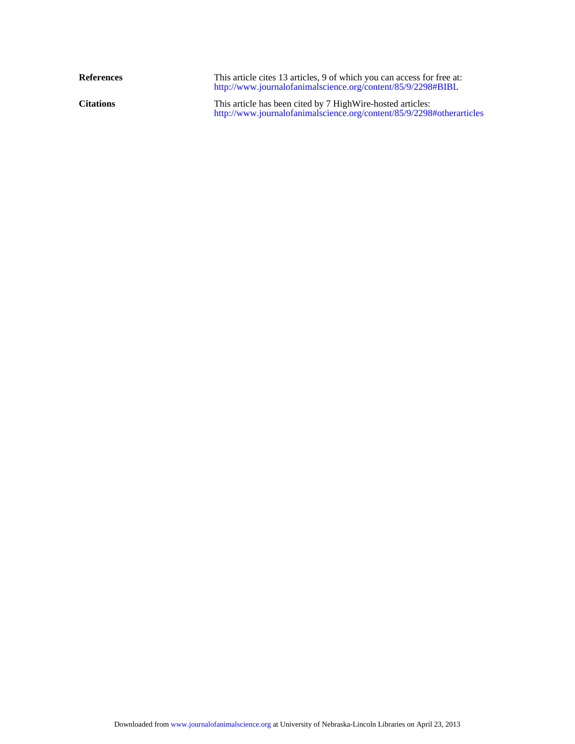| | |
|---|---|
| **References** | This article cites 13 articles, 9 of which you can access for free at: http://www.journalofanimalscience.org/content/85/9/2298#BIBL |
| **Citations** | This article has been cited by 7 HighWire-hosted articles: http://www.journalofanimalscience.org/content/85/9/2298#otherarticles |

Downloaded from www.journalofanimalscience.org at University of Nebraska-Lincoln Libraries on April 23, 2013